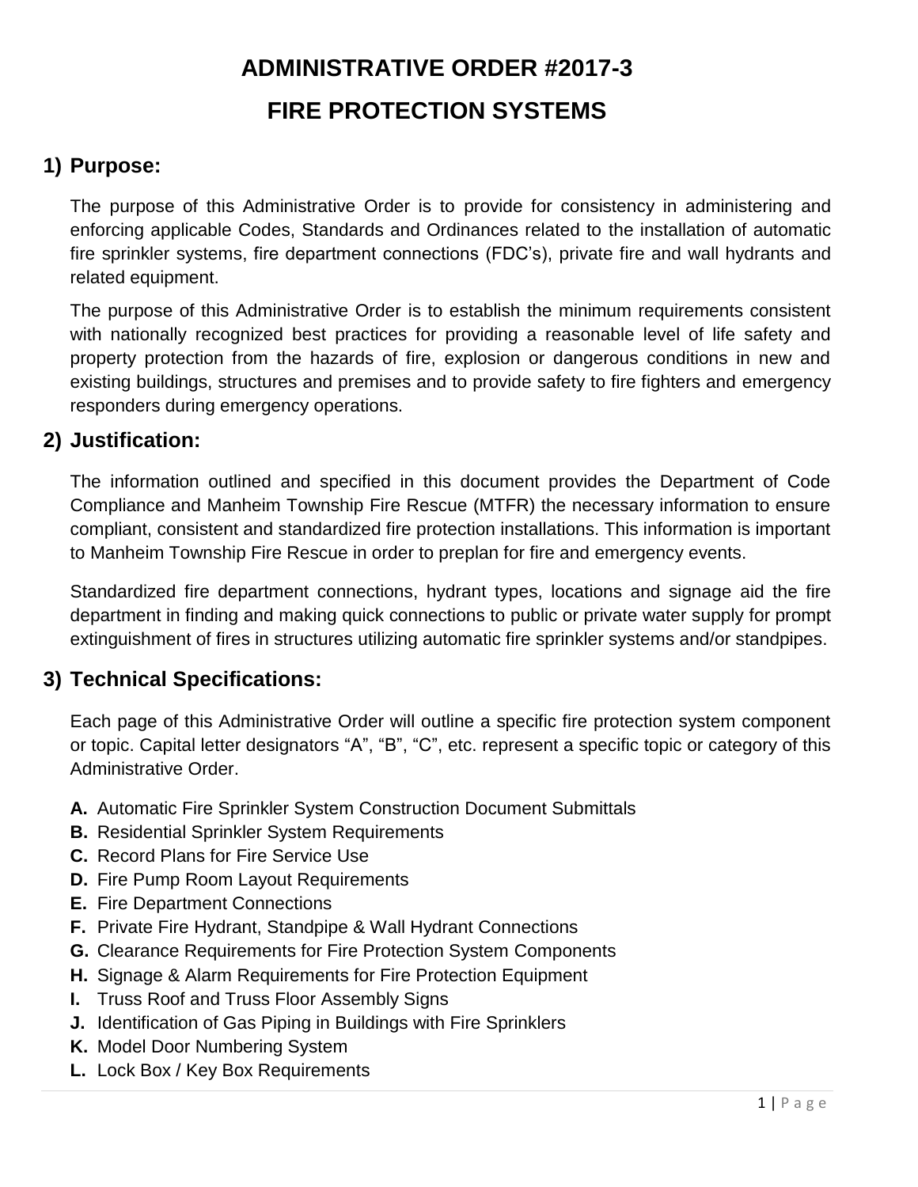# ADMINISTRATIVE ORDER #2017-3

# FIRE PROTECTION SYSTEMS

## 1) Purpose:

The purpose of this Administrative Order is to provide for consistency in administering and enforcing applicable Codes, Standards and Ordinances related to the installation of automatic fire sprinkler systems, fire department connections (FDC's), private fire and wall hydrants and related equipment.

The purpose of this Administrative Order is to establish the minimum requirements consistent with nationally recognized best practices for providing a reasonable level of life safety and property protection from the hazards of fire, explosion or dangerous conditions in new and existing buildings, structures and premises and to provide safety to fire fighters and emergency responders during emergency operations.

## 2) Justification:

The information outlined and specified in this document provides the Department of Code Compliance and Manheim Township Fire Rescue (MTFR) the necessary information to ensure compliant, consistent and standardized fire protection installations. This information is important to Manheim Township Fire Rescue in order to preplan for fire and emergency events.

Standardized fire department connections, hydrant types, locations and signage aid the fire department in finding and making quick connections to public or private water supply for prompt extinguishment of fires in structures utilizing automatic fire sprinkler systems and/or standpipes.

## 3) Technical Specifications:

Each page of this Administrative Order will outline a specific fire protection system component or topic. Capital letter designators "A", "B", "C", etc. represent a specific topic or category of this Administrative Order.

- **A.** Automatic Fire Sprinkler System Construction Document Submittals
- **B.** Residential Sprinkler System Requirements
- **C.** Record Plans for Fire Service Use
- **D.** Fire Pump Room Layout Requirements
- **E.** Fire Department Connections
- **F.** Private Fire Hydrant, Standpipe & Wall Hydrant Connections
- **G.** Clearance Requirements for Fire Protection System Components
- **H.** Signage & Alarm Requirements for Fire Protection Equipment
- **I.** Truss Roof and Truss Floor Assembly Signs
- **J.** Identification of Gas Piping in Buildings with Fire Sprinklers
- **K.** Model Door Numbering System
- **L.** Lock Box / Key Box Requirements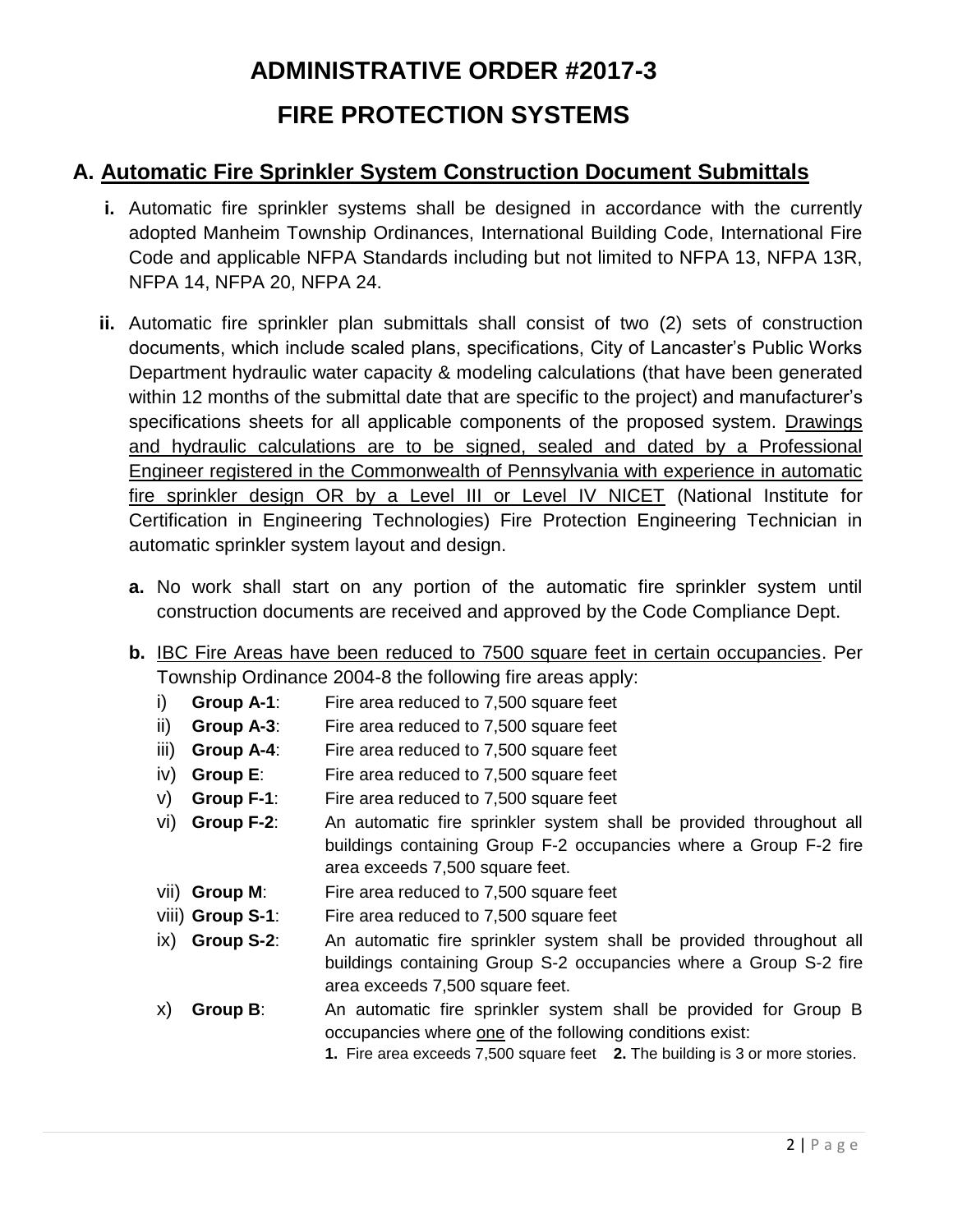# ADMINISTRATIVE ORDER #2017-3

# FIRE PROTECTION SYSTEMS

## A. Automatic Fire Sprinkler System Construction Document Submittals

**i.** Automatic fire sprinkler systems shall be designed in accordance with the currently adopted Manheim Township Ordinances, International Building Code, International Fire Code and applicable NFPA Standards including but not limited to NFPA 13, NFPA 13R, NFPA 14, NFPA 20, NFPA 24.

**ii.** Automatic fire sprinkler plan submittals shall consist of two (2) sets of construction documents, which include scaled plans, specifications, City of Lancaster's Public Works Department hydraulic water capacity & modeling calculations (that have been generated within 12 months of the submittal date that are specific to the project) and manufacturer's specifications sheets for all applicable components of the proposed system. Drawings and hydraulic calculations are to be signed, sealed and dated by a Professional Engineer registered in the Commonwealth of Pennsylvania with experience in automatic fire sprinkler design OR by a Level III or Level IV NICET (National Institute for Certification in Engineering Technologies) Fire Protection Engineering Technician in automatic sprinkler system layout and design.

**a.** No work shall start on any portion of the automatic fire sprinkler system until construction documents are received and approved by the Code Compliance Dept.

**b.** IBC Fire Areas have been reduced to 7500 square feet in certain occupancies. Per Township Ordinance 2004-8 the following fire areas apply:

i) **Group A-1**: Fire area reduced to 7,500 square feet

ii) **Group A-3**: Fire area reduced to 7,500 square feet

iii) **Group A-4**: Fire area reduced to 7,500 square feet

iv) **Group E**: Fire area reduced to 7,500 square feet

v) **Group F-1**: Fire area reduced to 7,500 square feet

vi) **Group F-2**: An automatic fire sprinkler system shall be provided throughout all buildings containing Group F-2 occupancies where a Group F-2 fire area exceeds 7,500 square feet.

vii) **Group M**: Fire area reduced to 7,500 square feet

viii) **Group S-1**: Fire area reduced to 7,500 square feet

ix) **Group S-2**: An automatic fire sprinkler system shall be provided throughout all buildings containing Group S-2 occupancies where a Group S-2 fire area exceeds 7,500 square feet.

x) **Group B**: An automatic fire sprinkler system shall be provided for Group B occupancies where one of the following conditions exist:
**1.** Fire area exceeds 7,500 square feet **2.** The building is 3 or more stories.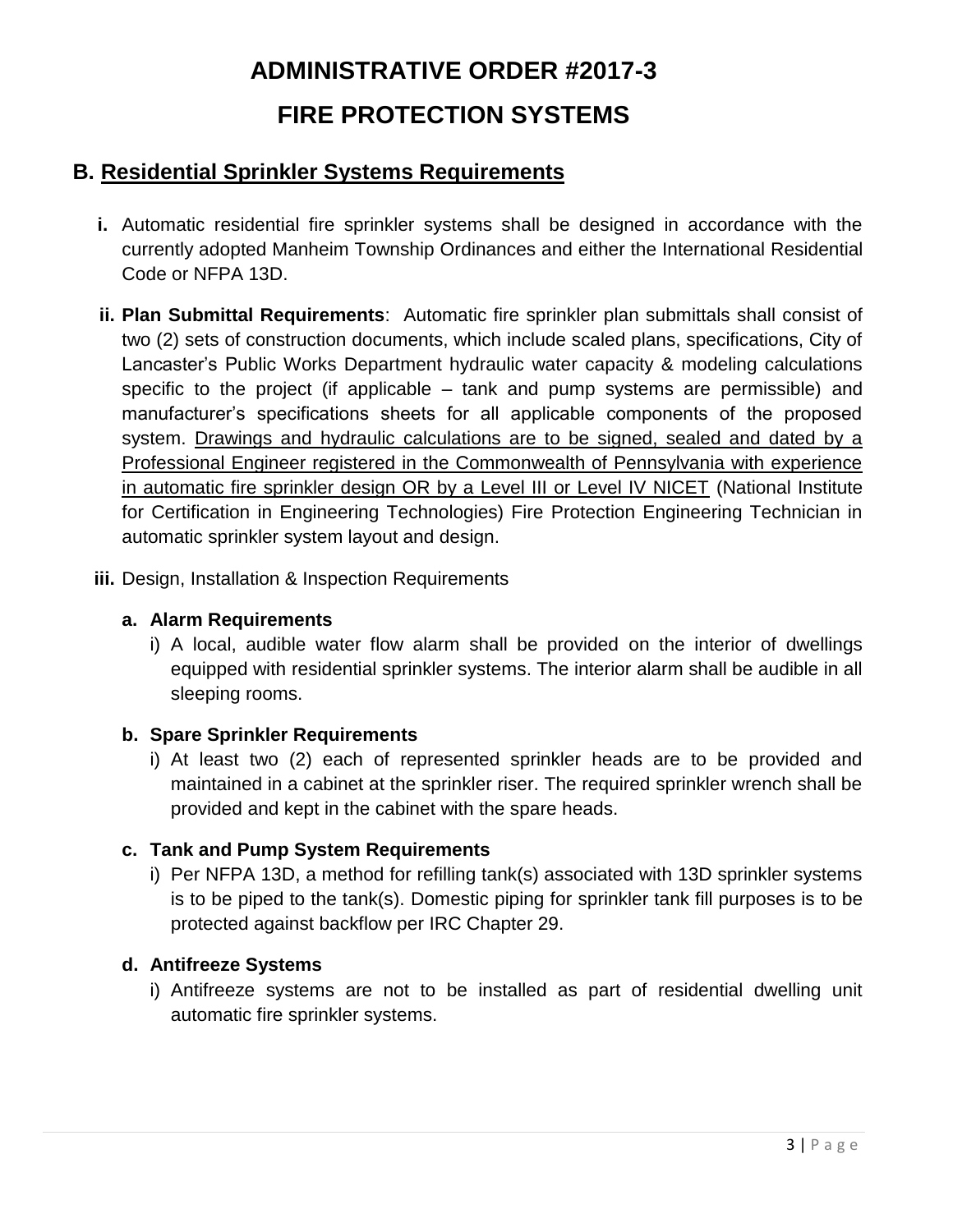# ADMINISTRATIVE ORDER #2017-3

# FIRE PROTECTION SYSTEMS

## B. Residential Sprinkler Systems Requirements

**i.** Automatic residential fire sprinkler systems shall be designed in accordance with the currently adopted Manheim Township Ordinances and either the International Residential Code or NFPA 13D.

**ii. Plan Submittal Requirements**: Automatic fire sprinkler plan submittals shall consist of two (2) sets of construction documents, which include scaled plans, specifications, City of Lancaster's Public Works Department hydraulic water capacity & modeling calculations specific to the project (if applicable – tank and pump systems are permissible) and manufacturer's specifications sheets for all applicable components of the proposed system. <u>Drawings and hydraulic calculations are to be signed, sealed and dated by a Professional Engineer registered in the Commonwealth of Pennsylvania with experience in automatic fire sprinkler design OR by a Level III or Level IV NICET</u> (National Institute for Certification in Engineering Technologies) Fire Protection Engineering Technician in automatic sprinkler system layout and design.

**iii.** Design, Installation & Inspection Requirements

**a. Alarm Requirements**

i) A local, audible water flow alarm shall be provided on the interior of dwellings equipped with residential sprinkler systems. The interior alarm shall be audible in all sleeping rooms.

**b. Spare Sprinkler Requirements**

i) At least two (2) each of represented sprinkler heads are to be provided and maintained in a cabinet at the sprinkler riser. The required sprinkler wrench shall be provided and kept in the cabinet with the spare heads.

**c. Tank and Pump System Requirements**

i) Per NFPA 13D, a method for refilling tank(s) associated with 13D sprinkler systems is to be piped to the tank(s). Domestic piping for sprinkler tank fill purposes is to be protected against backflow per IRC Chapter 29.

**d. Antifreeze Systems**

i) Antifreeze systems are not to be installed as part of residential dwelling unit automatic fire sprinkler systems.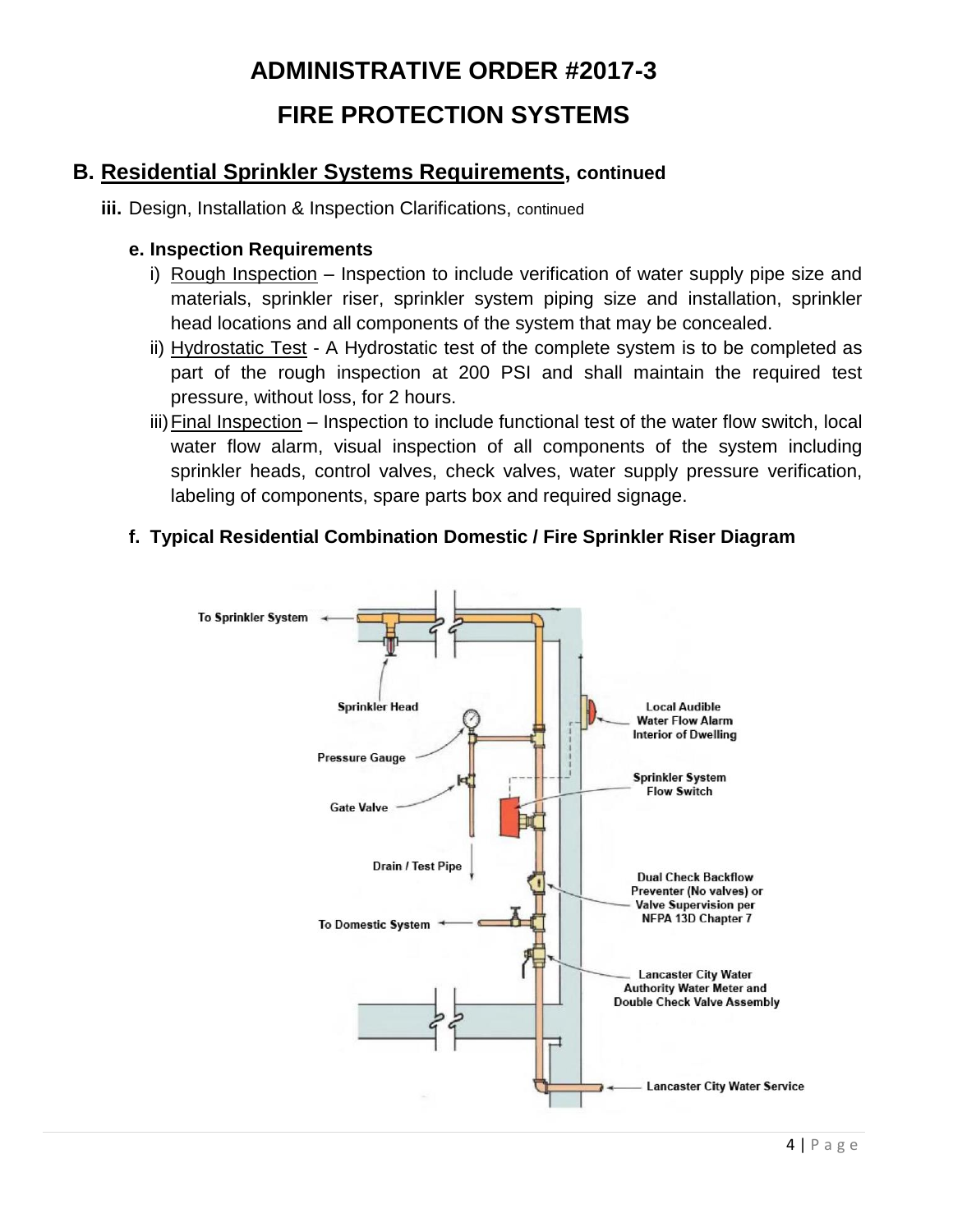# ADMINISTRATIVE ORDER #2017-3

# FIRE PROTECTION SYSTEMS

## B. Residential Sprinkler Systems Requirements, continued

**iii.** Design, Installation & Inspection Clarifications, continued

### e. Inspection Requirements

i) Rough Inspection – Inspection to include verification of water supply pipe size and materials, sprinkler riser, sprinkler system piping size and installation, sprinkler head locations and all components of the system that may be concealed.

ii) Hydrostatic Test - A Hydrostatic test of the complete system is to be completed as part of the rough inspection at 200 PSI and shall maintain the required test pressure, without loss, for 2 hours.

iii) Final Inspection – Inspection to include functional test of the water flow switch, local water flow alarm, visual inspection of all components of the system including sprinkler heads, control valves, check valves, water supply pressure verification, labeling of components, spare parts box and required signage.

### f. Typical Residential Combination Domestic / Fire Sprinkler Riser Diagram

To Sprinkler System

Sprinkler Head

Pressure Gauge

Gate Valve

Drain / Test Pipe

To Domestic System

Local Audible Water Flow Alarm Interior of Dwelling

Sprinkler System Flow Switch

Dual Check Backflow Preventer (No valves) or Valve Supervision per NFPA 13D Chapter 7

Lancaster City Water Authority Water Meter and Double Check Valve Assembly

Lancaster City Water Service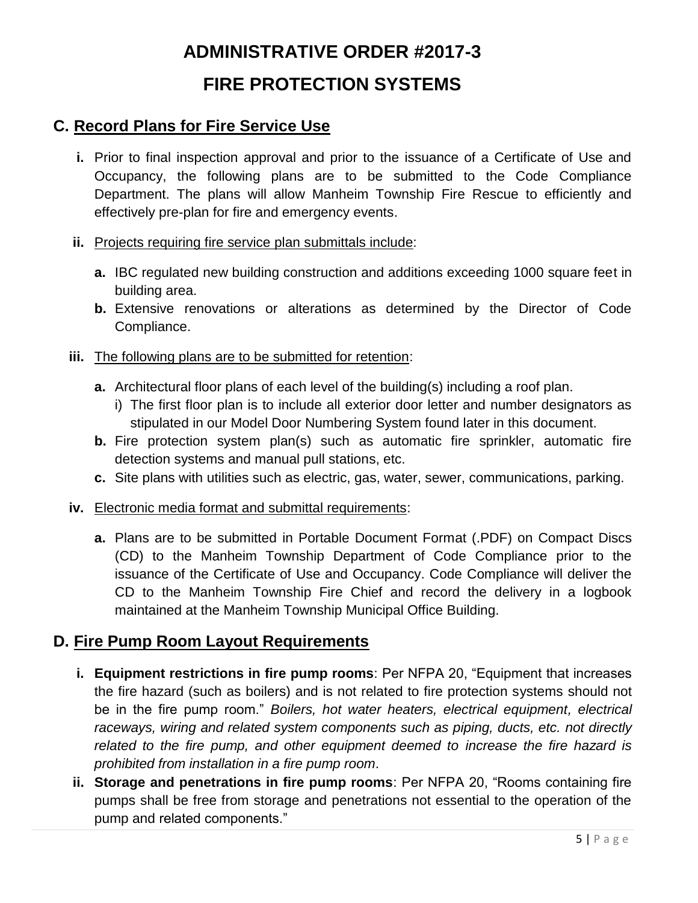# ADMINISTRATIVE ORDER #2017-3

# FIRE PROTECTION SYSTEMS

## C. Record Plans for Fire Service Use

**i.** Prior to final inspection approval and prior to the issuance of a Certificate of Use and Occupancy, the following plans are to be submitted to the Code Compliance Department. The plans will allow Manheim Township Fire Rescue to efficiently and effectively pre-plan for fire and emergency events.

**ii.** Projects requiring fire service plan submittals include:

- **a.** IBC regulated new building construction and additions exceeding 1000 square feet in building area.
- **b.** Extensive renovations or alterations as determined by the Director of Code Compliance.

**iii.** The following plans are to be submitted for retention:

- **a.** Architectural floor plans of each level of the building(s) including a roof plan.
  - i) The first floor plan is to include all exterior door letter and number designators as stipulated in our Model Door Numbering System found later in this document.
- **b.** Fire protection system plan(s) such as automatic fire sprinkler, automatic fire detection systems and manual pull stations, etc.
- **c.** Site plans with utilities such as electric, gas, water, sewer, communications, parking.

**iv.** Electronic media format and submittal requirements:

- **a.** Plans are to be submitted in Portable Document Format (.PDF) on Compact Discs (CD) to the Manheim Township Department of Code Compliance prior to the issuance of the Certificate of Use and Occupancy. Code Compliance will deliver the CD to the Manheim Township Fire Chief and record the delivery in a logbook maintained at the Manheim Township Municipal Office Building.

## D. Fire Pump Room Layout Requirements

**i. Equipment restrictions in fire pump rooms**: Per NFPA 20, "Equipment that increases the fire hazard (such as boilers) and is not related to fire protection systems should not be in the fire pump room." *Boilers, hot water heaters, electrical equipment, electrical raceways, wiring and related system components such as piping, ducts, etc. not directly related to the fire pump, and other equipment deemed to increase the fire hazard is prohibited from installation in a fire pump room*.

**ii. Storage and penetrations in fire pump rooms**: Per NFPA 20, "Rooms containing fire pumps shall be free from storage and penetrations not essential to the operation of the pump and related components."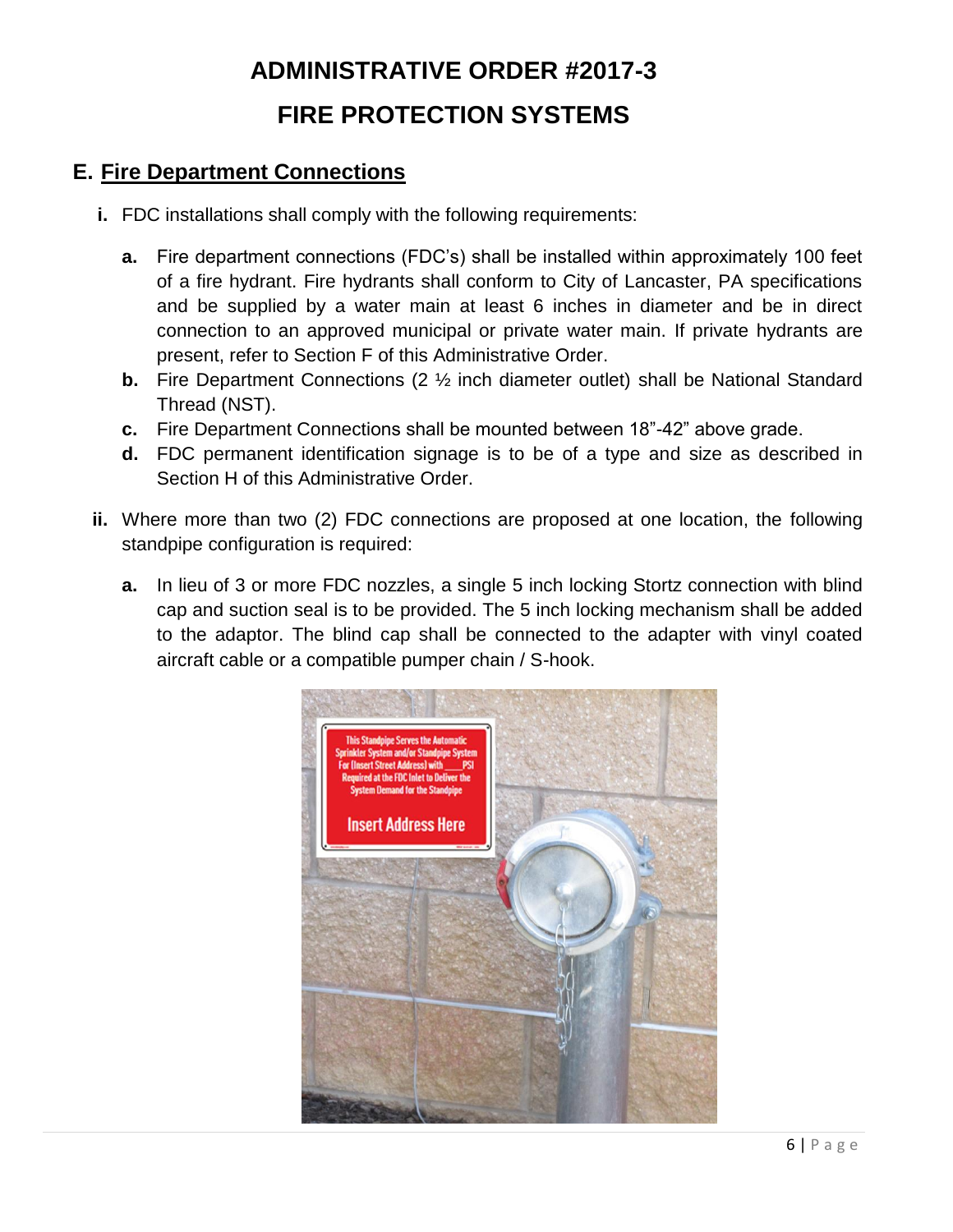# ADMINISTRATIVE ORDER #2017-3

# FIRE PROTECTION SYSTEMS

## E. Fire Department Connections

**i.** FDC installations shall comply with the following requirements:

**a.** Fire department connections (FDC's) shall be installed within approximately 100 feet of a fire hydrant. Fire hydrants shall conform to City of Lancaster, PA specifications and be supplied by a water main at least 6 inches in diameter and be in direct connection to an approved municipal or private water main. If private hydrants are present, refer to Section F of this Administrative Order.

**b.** Fire Department Connections (2 ½ inch diameter outlet) shall be National Standard Thread (NST).

**c.** Fire Department Connections shall be mounted between 18"-42" above grade.

**d.** FDC permanent identification signage is to be of a type and size as described in Section H of this Administrative Order.

**ii.** Where more than two (2) FDC connections are proposed at one location, the following standpipe configuration is required:

**a.** In lieu of 3 or more FDC nozzles, a single 5 inch locking Stortz connection with blind cap and suction seal is to be provided. The 5 inch locking mechanism shall be added to the adaptor. The blind cap shall be connected to the adapter with vinyl coated aircraft cable or a compatible pumper chain / S-hook.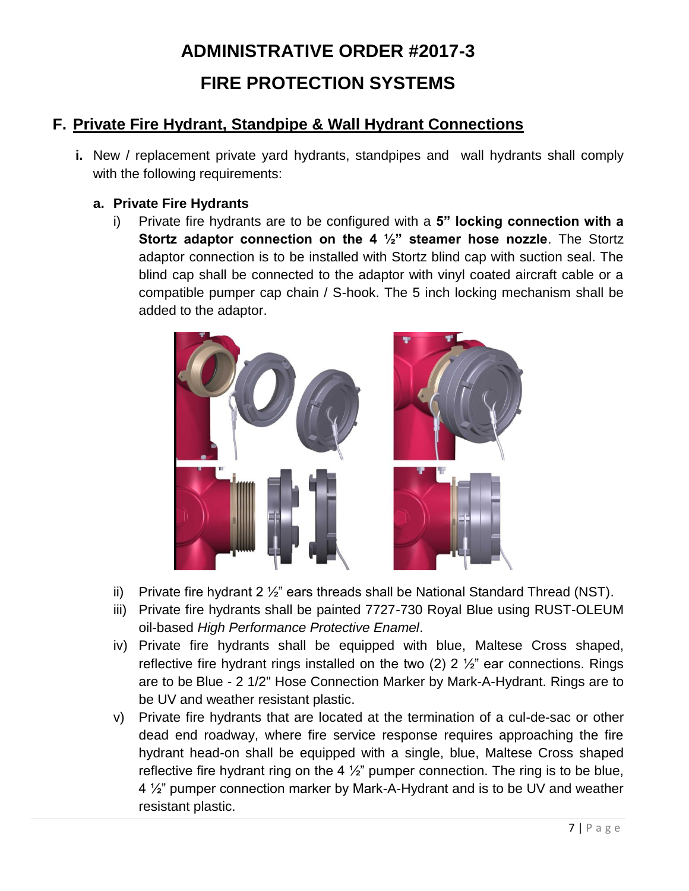# ADMINISTRATIVE ORDER #2017-3

# FIRE PROTECTION SYSTEMS

## F. Private Fire Hydrant, Standpipe & Wall Hydrant Connections

**i.** New / replacement private yard hydrants, standpipes and wall hydrants shall comply with the following requirements:

### a. Private Fire Hydrants

i) Private fire hydrants are to be configured with a **5" locking connection with a Stortz adaptor connection on the 4 ½" steamer hose nozzle**. The Stortz adaptor connection is to be installed with Stortz blind cap with suction seal. The blind cap shall be connected to the adaptor with vinyl coated aircraft cable or a compatible pumper cap chain / S-hook. The 5 inch locking mechanism shall be added to the adaptor.

ii) Private fire hydrant 2 ½" ears threads shall be National Standard Thread (NST).

iii) Private fire hydrants shall be painted 7727-730 Royal Blue using RUST-OLEUM oil-based *High Performance Protective Enamel*.

iv) Private fire hydrants shall be equipped with blue, Maltese Cross shaped, reflective fire hydrant rings installed on the two (2) 2 ½" ear connections. Rings are to be Blue - 2 1/2" Hose Connection Marker by Mark-A-Hydrant. Rings are to be UV and weather resistant plastic.

v) Private fire hydrants that are located at the termination of a cul-de-sac or other dead end roadway, where fire service response requires approaching the fire hydrant head-on shall be equipped with a single, blue, Maltese Cross shaped reflective fire hydrant ring on the 4 ½" pumper connection. The ring is to be blue, 4 ½" pumper connection marker by Mark-A-Hydrant and is to be UV and weather resistant plastic.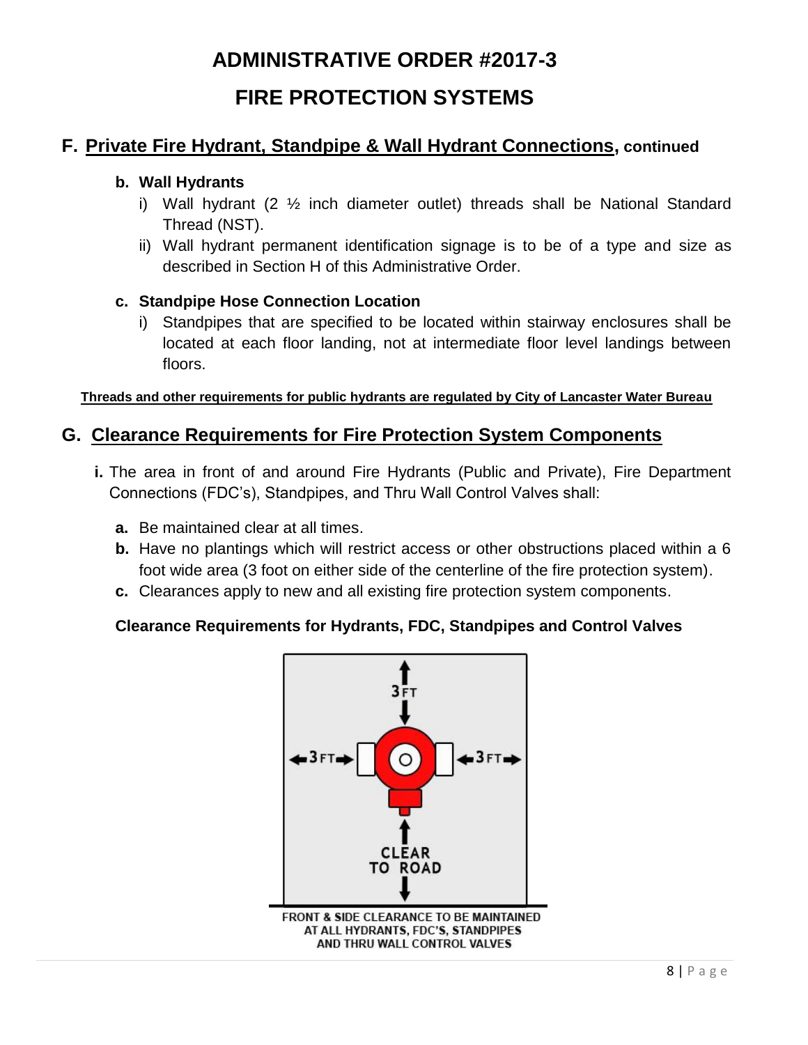# ADMINISTRATIVE ORDER #2017-3

# FIRE PROTECTION SYSTEMS

## F. Private Fire Hydrant, Standpipe & Wall Hydrant Connections, continued

**b. Wall Hydrants**

i) Wall hydrant (2 ½ inch diameter outlet) threads shall be National Standard Thread (NST).

ii) Wall hydrant permanent identification signage is to be of a type and size as described in Section H of this Administrative Order.

**c. Standpipe Hose Connection Location**

i) Standpipes that are specified to be located within stairway enclosures shall be located at each floor landing, not at intermediate floor level landings between floors.

**Threads and other requirements for public hydrants are regulated by City of Lancaster Water Bureau**

## G. Clearance Requirements for Fire Protection System Components

**i.** The area in front of and around Fire Hydrants (Public and Private), Fire Department Connections (FDC's), Standpipes, and Thru Wall Control Valves shall:

**a.** Be maintained clear at all times.

**b.** Have no plantings which will restrict access or other obstructions placed within a 6 foot wide area (3 foot on either side of the centerline of the fire protection system).

**c.** Clearances apply to new and all existing fire protection system components.

**Clearance Requirements for Hydrants, FDC, Standpipes and Control Valves**

3 FT

3 FT 3 FT

CLEAR TO ROAD

FRONT & SIDE CLEARANCE TO BE MAINTAINED AT ALL HYDRANTS, FDC'S, STANDPIPES AND THRU WALL CONTROL VALVES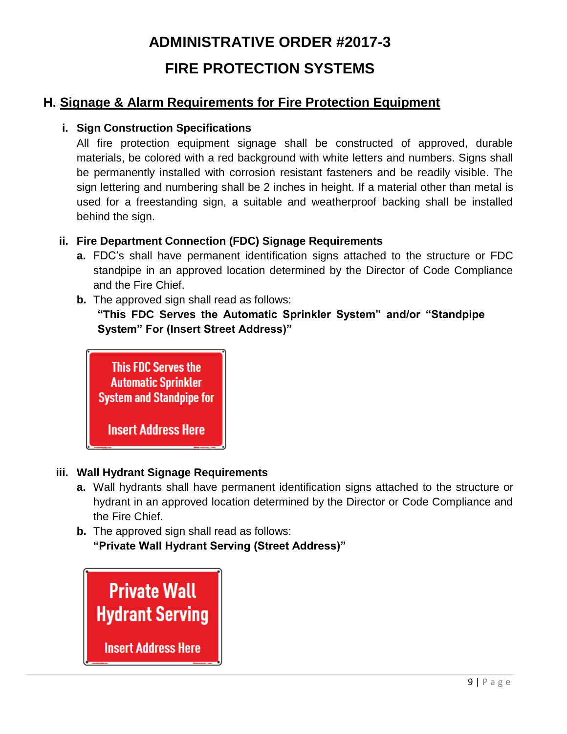# ADMINISTRATIVE ORDER #2017-3

# FIRE PROTECTION SYSTEMS

## H. Signage & Alarm Requirements for Fire Protection Equipment

### i. Sign Construction Specifications

All fire protection equipment signage shall be constructed of approved, durable materials, be colored with a red background with white letters and numbers. Signs shall be permanently installed with corrosion resistant fasteners and be readily visible. The sign lettering and numbering shall be 2 inches in height. If a material other than metal is used for a freestanding sign, a suitable and weatherproof backing shall be installed behind the sign.

### ii. Fire Department Connection (FDC) Signage Requirements

**a.** FDC's shall have permanent identification signs attached to the structure or FDC standpipe in an approved location determined by the Director of Code Compliance and the Fire Chief.

**b.** The approved sign shall read as follows:
**"This FDC Serves the Automatic Sprinkler System" and/or "Standpipe System" For (Insert Street Address)"**

This FDC Serves the Automatic Sprinkler System and Standpipe for

Insert Address Here

### iii. Wall Hydrant Signage Requirements

**a.** Wall hydrants shall have permanent identification signs attached to the structure or hydrant in an approved location determined by the Director or Code Compliance and the Fire Chief.

**b.** The approved sign shall read as follows:
**"Private Wall Hydrant Serving (Street Address)"**

Private Wall Hydrant Serving

Insert Address Here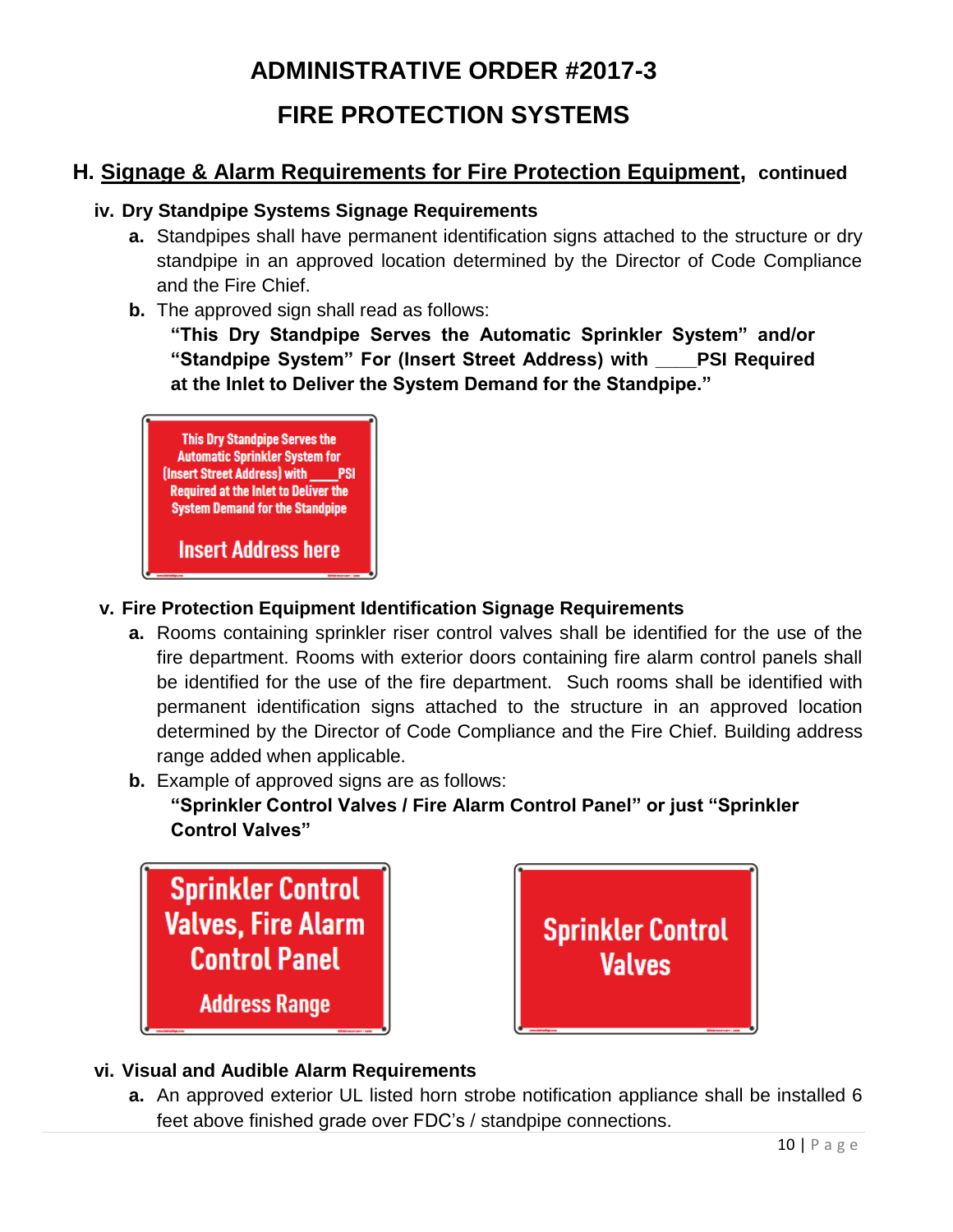# ADMINISTRATIVE ORDER #2017-3

# FIRE PROTECTION SYSTEMS

## H. Signage & Alarm Requirements for Fire Protection Equipment, continued

### iv. Dry Standpipe Systems Signage Requirements

**a.** Standpipes shall have permanent identification signs attached to the structure or dry standpipe in an approved location determined by the Director of Code Compliance and the Fire Chief.

**b.** The approved sign shall read as follows:

**"This Dry Standpipe Serves the Automatic Sprinkler System" and/or "Standpipe System" For (Insert Street Address) with \_\_\_\_PSI Required at the Inlet to Deliver the System Demand for the Standpipe."**

This Dry Standpipe Serves the Automatic Sprinkler System for (Insert Street Address) with \_\_\_\_PSI Required at the Inlet to Deliver the System Demand for the Standpipe

Insert Address here

### v. Fire Protection Equipment Identification Signage Requirements

**a.** Rooms containing sprinkler riser control valves shall be identified for the use of the fire department. Rooms with exterior doors containing fire alarm control panels shall be identified for the use of the fire department. Such rooms shall be identified with permanent identification signs attached to the structure in an approved location determined by the Director of Code Compliance and the Fire Chief. Building address range added when applicable.

**b.** Example of approved signs are as follows:

**"Sprinkler Control Valves / Fire Alarm Control Panel" or just "Sprinkler Control Valves"**

Sprinkler Control Valves, Fire Alarm Control Panel

Address Range

Sprinkler Control Valves

### vi. Visual and Audible Alarm Requirements

**a.** An approved exterior UL listed horn strobe notification appliance shall be installed 6 feet above finished grade over FDC's / standpipe connections.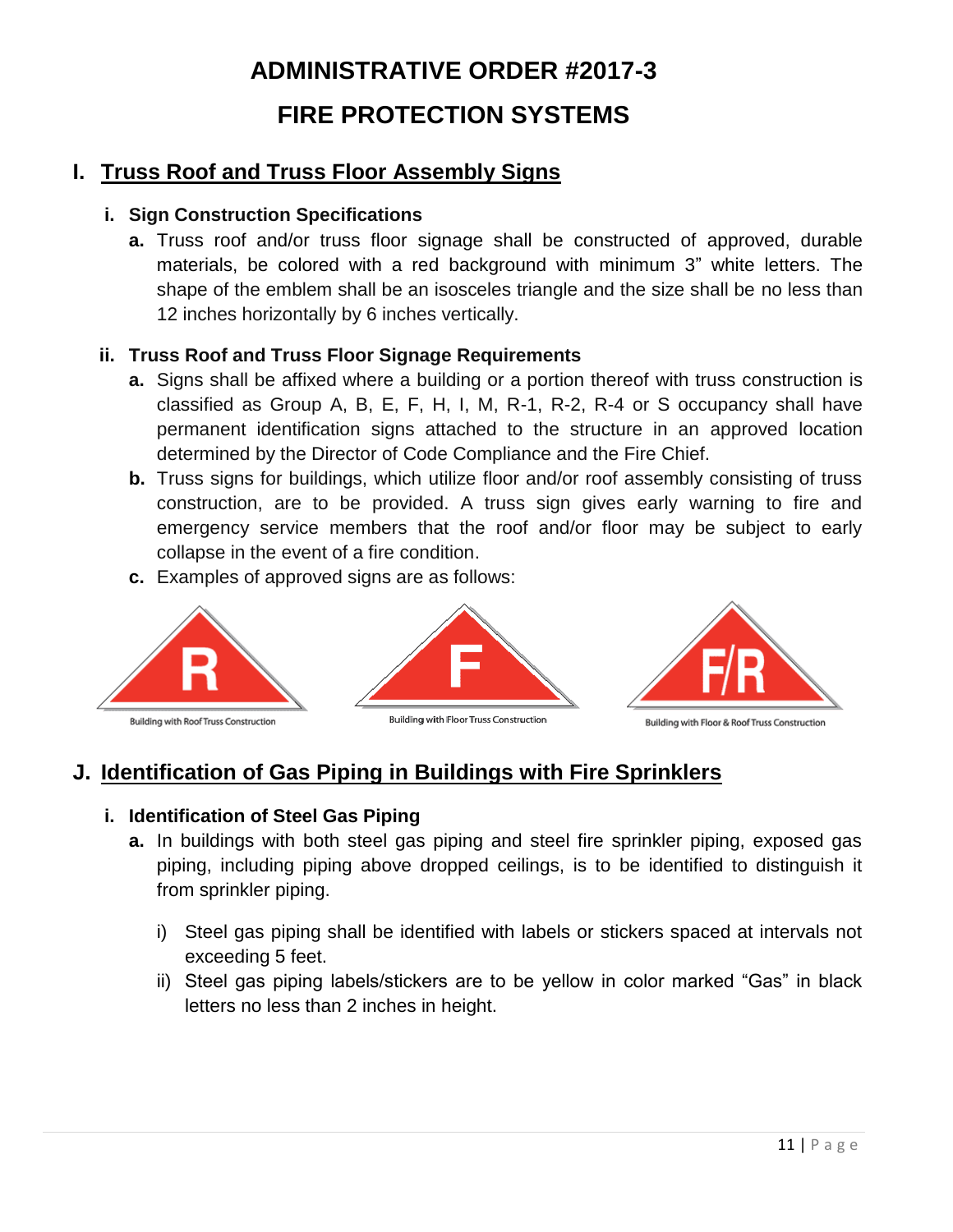# ADMINISTRATIVE ORDER #2017-3

# FIRE PROTECTION SYSTEMS

## I. Truss Roof and Truss Floor Assembly Signs

### i. Sign Construction Specifications

**a.** Truss roof and/or truss floor signage shall be constructed of approved, durable materials, be colored with a red background with minimum 3" white letters. The shape of the emblem shall be an isosceles triangle and the size shall be no less than 12 inches horizontally by 6 inches vertically.

### ii. Truss Roof and Truss Floor Signage Requirements

**a.** Signs shall be affixed where a building or a portion thereof with truss construction is classified as Group A, B, E, F, H, I, M, R-1, R-2, R-4 or S occupancy shall have permanent identification signs attached to the structure in an approved location determined by the Director of Code Compliance and the Fire Chief.

**b.** Truss signs for buildings, which utilize floor and/or roof assembly consisting of truss construction, are to be provided. A truss sign gives early warning to fire and emergency service members that the roof and/or floor may be subject to early collapse in the event of a fire condition.

**c.** Examples of approved signs are as follows:

R — Building with Roof Truss Construction

F — Building with Floor Truss Construction

F/R — Building with Floor & Roof Truss Construction

## J. Identification of Gas Piping in Buildings with Fire Sprinklers

### i. Identification of Steel Gas Piping

**a.** In buildings with both steel gas piping and steel fire sprinkler piping, exposed gas piping, including piping above dropped ceilings, is to be identified to distinguish it from sprinkler piping.

i) Steel gas piping shall be identified with labels or stickers spaced at intervals not exceeding 5 feet.

ii) Steel gas piping labels/stickers are to be yellow in color marked "Gas" in black letters no less than 2 inches in height.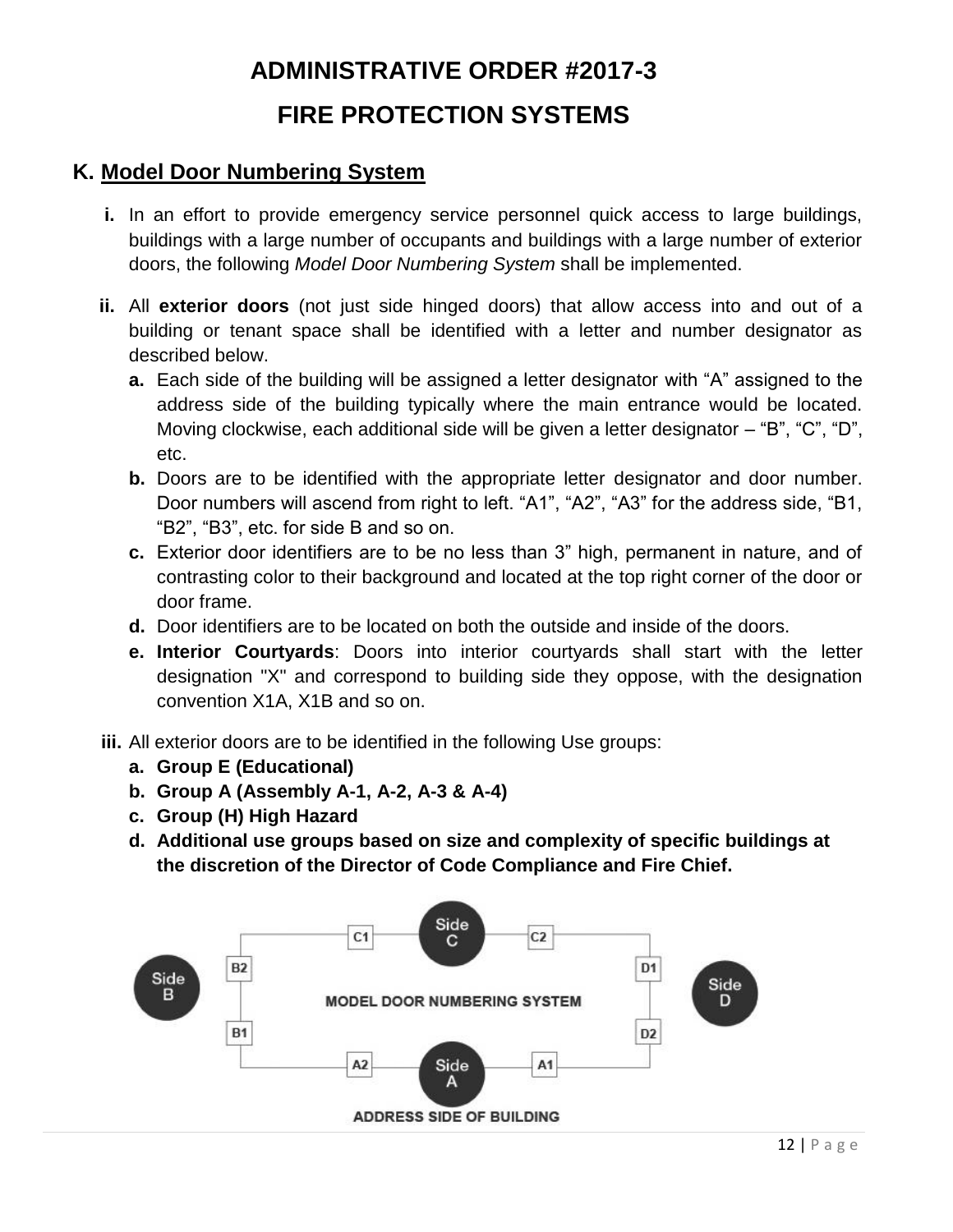# ADMINISTRATIVE ORDER #2017-3

# FIRE PROTECTION SYSTEMS

## K. Model Door Numbering System

**i.** In an effort to provide emergency service personnel quick access to large buildings, buildings with a large number of occupants and buildings with a large number of exterior doors, the following *Model Door Numbering System* shall be implemented.

**ii.** All **exterior doors** (not just side hinged doors) that allow access into and out of a building or tenant space shall be identified with a letter and number designator as described below.

- **a.** Each side of the building will be assigned a letter designator with "A" assigned to the address side of the building typically where the main entrance would be located. Moving clockwise, each additional side will be given a letter designator – "B", "C", "D", etc.
- **b.** Doors are to be identified with the appropriate letter designator and door number. Door numbers will ascend from right to left. "A1", "A2", "A3" for the address side, "B1, "B2", "B3", etc. for side B and so on.
- **c.** Exterior door identifiers are to be no less than 3" high, permanent in nature, and of contrasting color to their background and located at the top right corner of the door or door frame.
- **d.** Door identifiers are to be located on both the outside and inside of the doors.
- **e. Interior Courtyards**: Doors into interior courtyards shall start with the letter designation "X" and correspond to building side they oppose, with the designation convention X1A, X1B and so on.

**iii.** All exterior doors are to be identified in the following Use groups:

- **a. Group E (Educational)**
- **b. Group A (Assembly A-1, A-2, A-3 & A-4)**
- **c. Group (H) High Hazard**
- **d. Additional use groups based on size and complexity of specific buildings at the discretion of the Director of Code Compliance and Fire Chief.**

MODEL DOOR NUMBERING SYSTEM

Side A: A1, A2 — Side B: B1, B2 — Side C: C1, C2 — Side D: D1, D2

ADDRESS SIDE OF BUILDING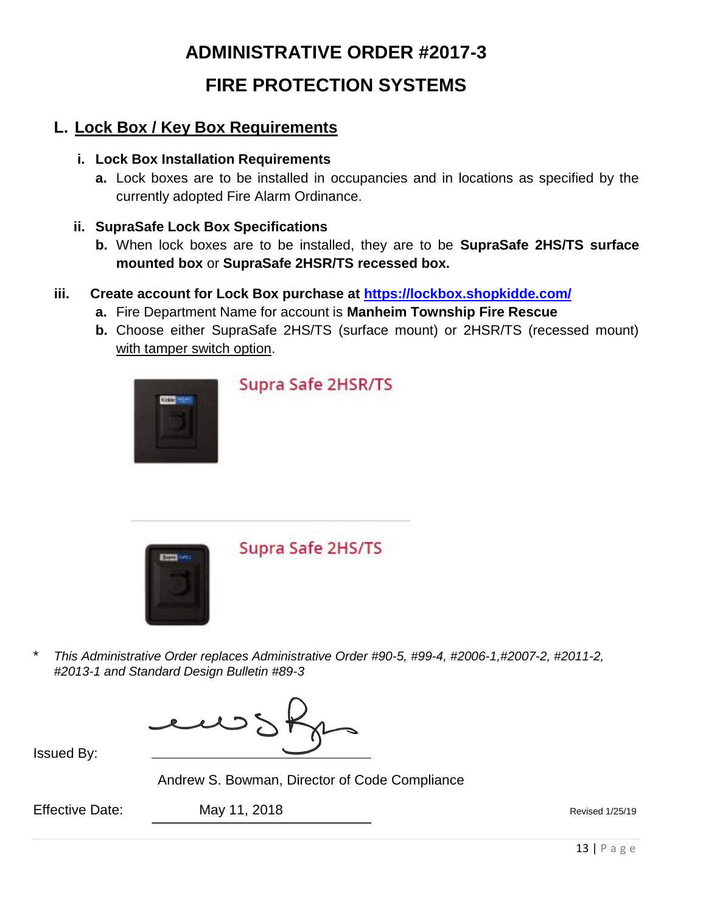# ADMINISTRATIVE ORDER #2017-3

# FIRE PROTECTION SYSTEMS

## L. Lock Box / Key Box Requirements

### i. Lock Box Installation Requirements

**a.** Lock boxes are to be installed in occupancies and in locations as specified by the currently adopted Fire Alarm Ordinance.

### ii. SupraSafe Lock Box Specifications

**b.** When lock boxes are to be installed, they are to be **SupraSafe 2HS/TS surface mounted box** or **SupraSafe 2HSR/TS recessed box.**

### iii. Create account for Lock Box purchase at https://lockbox.shopkidde.com/

**a.** Fire Department Name for account is **Manheim Township Fire Rescue**

**b.** Choose either SupraSafe 2HS/TS (surface mount) or 2HSR/TS (recessed mount) with tamper switch option.

Supra Safe 2HSR/TS

Supra Safe 2HS/TS

\* *This Administrative Order replaces Administrative Order #90-5, #99-4, #2006-1,#2007-2, #2011-2, #2013-1 and Standard Design Bulletin #89-3*

Issued By: ______________________

Andrew S. Bowman, Director of Code Compliance

Effective Date: May 11, 2018

Revised 1/25/19